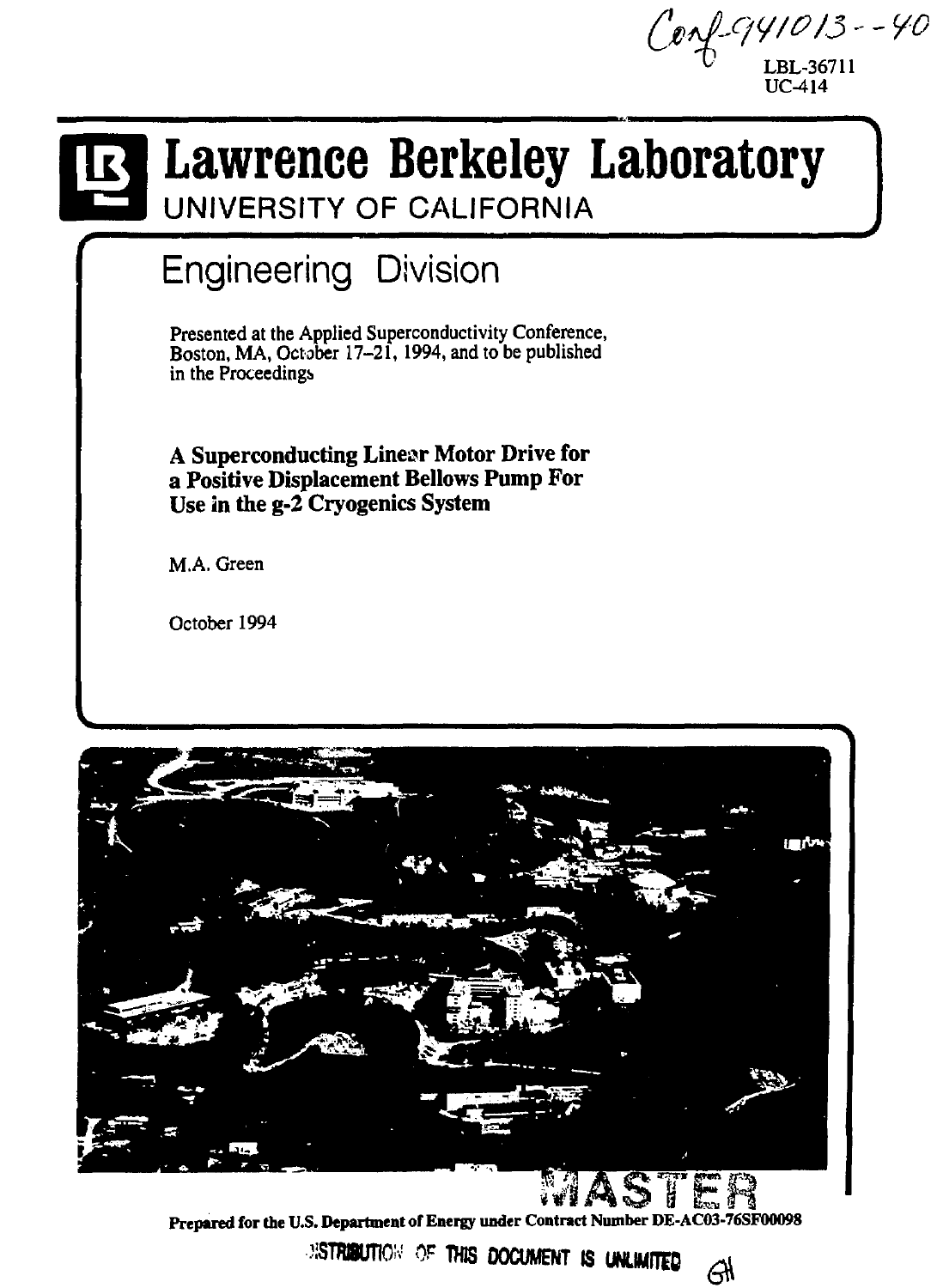Conf-941013--40

LBL-36711
UC-414

# Lawrence Berkeley Laboratory

UNIVERSITY OF CALIFORNIA

## Engineering Division

Presented at the Applied Superconductivity Conference, Boston, MA, October 17–21, 1994, and to be published in the Proceedings

**A Superconducting Linear Motor Drive for a Positive Displacement Bellows Pump For Use in the g-2 Cryogenics System**

M.A. Green

October 1994

MASTER

**Prepared for the U.S. Department of Energy under Contract Number DE-AC03-76SF00098**

DISTRIBUTION OF THIS DOCUMENT IS UNLIMITED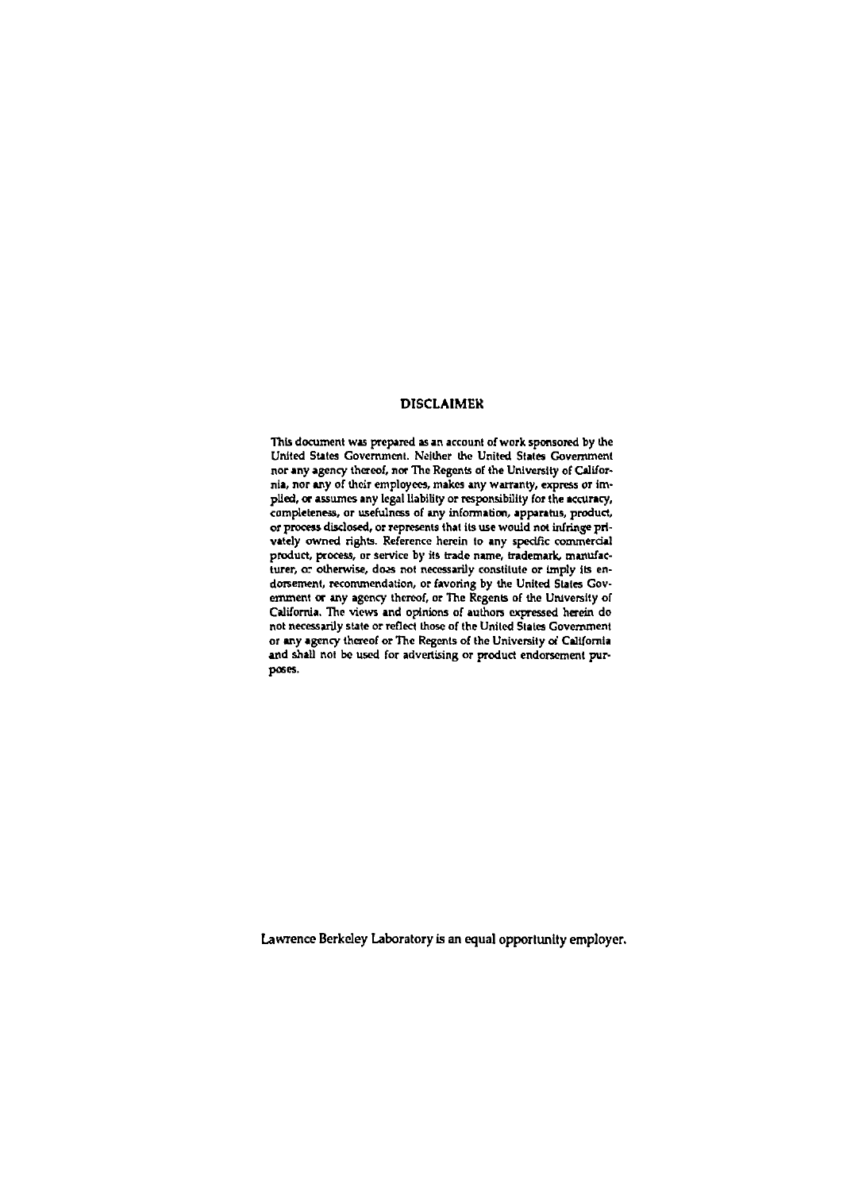## DISCLAIMER

This document was prepared as an account of work sponsored by the United States Government. Neither the United States Government nor any agency thereof, nor The Regents of the University of California, nor any of their employees, makes any warranty, express or implied, or assumes any legal liability or responsibility for the accuracy, completeness, or usefulness of any information, apparatus, product, or process disclosed, or represents that its use would not infringe privately owned rights. Reference herein to any specific commercial product, process, or service by its trade name, trademark, manufacturer, or otherwise, does not necessarily constitute or imply its endorsement, recommendation, or favoring by the United States Government or any agency thereof, or The Regents of the University of California. The views and opinions of authors expressed herein do not necessarily state or reflect those of the United States Government or any agency thereof or The Regents of the University of California and shall not be used for advertising or product endorsement purposes.

Lawrence Berkeley Laboratory is an equal opportunity employer.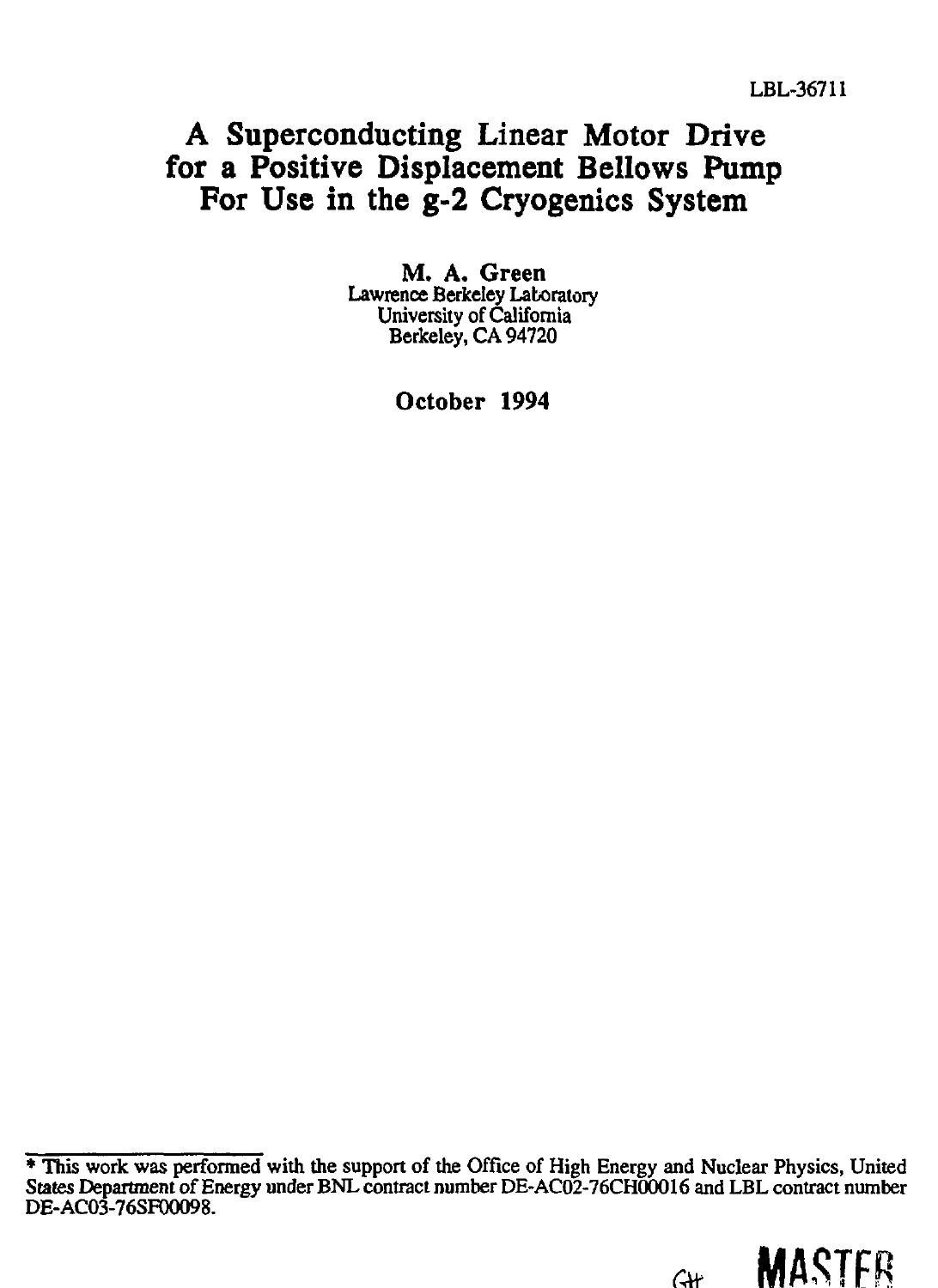LBL-36711

# A Superconducting Linear Motor Drive for a Positive Displacement Bellows Pump For Use in the g-2 Cryogenics System

**M. A. Green**
Lawrence Berkeley Laboratory
University of California
Berkeley, CA 94720

**October 1994**

---

* This work was performed with the support of the Office of High Energy and Nuclear Physics, United States Department of Energy under BNL contract number DE-AC02-76CH00016 and LBL contract number DE-AC03-76SF00098.

MASTER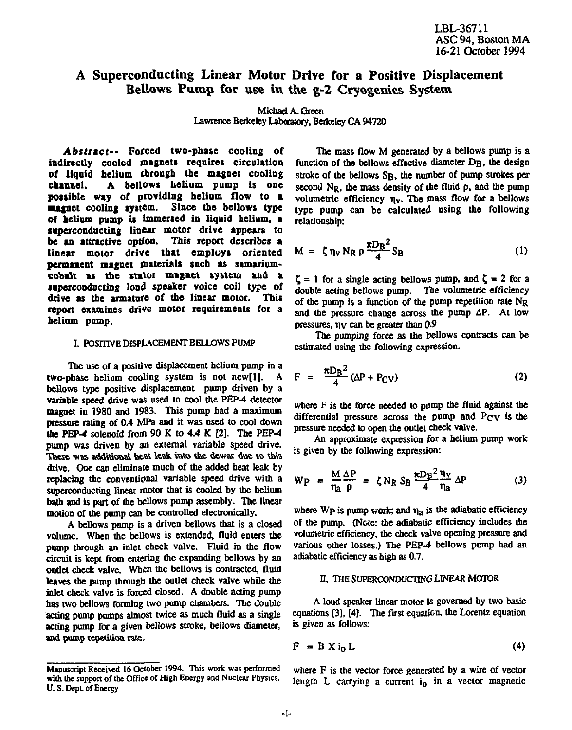LBL-36711
ASC 94, Boston MA
16-21 October 1994

# A Superconducting Linear Motor Drive for a Positive Displacement Bellows Pump for use in the g-2 Cryogenics System

Michael A. Green
Lawrence Berkeley Laboratory, Berkeley CA 94720

***Abstract*-- Forced two-phase cooling of indirectly cooled magnets requires circulation of liquid helium through the magnet cooling channel. A bellows helium pump is one possible way of providing helium flow to a magnet cooling system. Since the bellows type of helium pump is immersed in liquid helium, a superconducting linear motor drive appears to be an attractive option. This report describes a linear motor drive that employs oriented permanent magnet materials such as samarium-cobalt as the stator magnet system and a superconducting loud speaker voice coil type of drive as the armature of the linear motor. This report examines drive motor requirements for a helium pump.**

## I. Positive Displacement Bellows Pump

The use of a positive displacement helium pump in a two-phase helium cooling system is not new[1]. A bellows type positive displacement pump driven by a variable speed drive was used to cool the PEP-4 detector magnet in 1980 and 1983. This pump had a maximum pressure rating of 0.4 MPa and it was used to cool down the PEP-4 solenoid from 90 K to 4.4 K [2]. The PEP-4 pump was driven by an external variable speed drive. There was additional heat leak into the dewar due to this drive. One can eliminate much of the added heat leak by replacing the conventional variable speed drive with a superconducting linear motor that is cooled by the helium bath and is part of the bellows pump assembly. The linear motion of the pump can be controlled electronically.

A bellows pump is a driven bellows that is a closed volume. When the bellows is extended, fluid enters the pump through an inlet check valve. Fluid in the flow circuit is kept from entering the expanding bellows by an outlet check valve. When the bellows is contracted, fluid leaves the pump through the outlet check valve while the inlet check valve is forced closed. A double acting pump has two bellows forming two pump chambers. The double acting pump pumps almost twice as much fluid as a single acting pump for a given bellows stroke, bellows diameter, and pump repetition rate.

The mass flow M generated by a bellows pump is a function of the bellows effective diameter $D_B$, the design stroke of the bellows $S_B$, the number of pump strokes per second $N_R$, the mass density of the fluid $\rho$, and the pump volumetric efficiency $\eta_v$. The mass flow for a bellows type pump can be calculated using the following relationship:

$$M = \zeta \, \eta_v \, N_R \, \rho \, \frac{\pi D_B^2}{4} S_B \tag{1}$$

$\zeta = 1$ for a single acting bellows pump, and $\zeta = 2$ for a double acting bellows pump. The volumetric efficiency of the pump is a function of the pump repetition rate $N_R$ and the pressure change across the pump $\Delta P$. At low pressures, $\eta_V$ can be greater than 0.9

The pumping force as the bellows contracts can be estimated using the following expression.

$$F = \frac{\pi D_B^2}{4} (\Delta P + P_{CV}) \tag{2}$$

where F is the force needed to pump the fluid against the differential pressure across the pump and $P_{CV}$ is the pressure needed to open the outlet check valve.

An approximate expression for a helium pump work is given by the following expression:

$$W_P = \frac{M}{\eta_a} \frac{\Delta P}{\rho} = \zeta N_R \, S_B \frac{\pi D_B^2}{4} \frac{\eta_v}{\eta_a} \Delta P \tag{3}$$

where $W_P$ is pump work; and $\eta_a$ is the adiabatic efficiency of the pump. (Note: the adiabatic efficiency includes the volumetric efficiency, the check valve opening pressure and various other losses.) The PEP-4 bellows pump had an adiabatic efficiency as high as 0.7.

## II. The Superconducting Linear Motor

A loud speaker linear motor is governed by two basic equations [3], [4]. The first equation, the Lorentz equation is given as follows:

$$F = B \times i_0 L \tag{4}$$

where F is the vector force generated by a wire of vector length L carrying a current $i_0$ in a vector magnetic

Manuscript Received 16 October 1994. This work was performed with the support of the Office of High Energy and Nuclear Physics, U. S. Dept. of Energy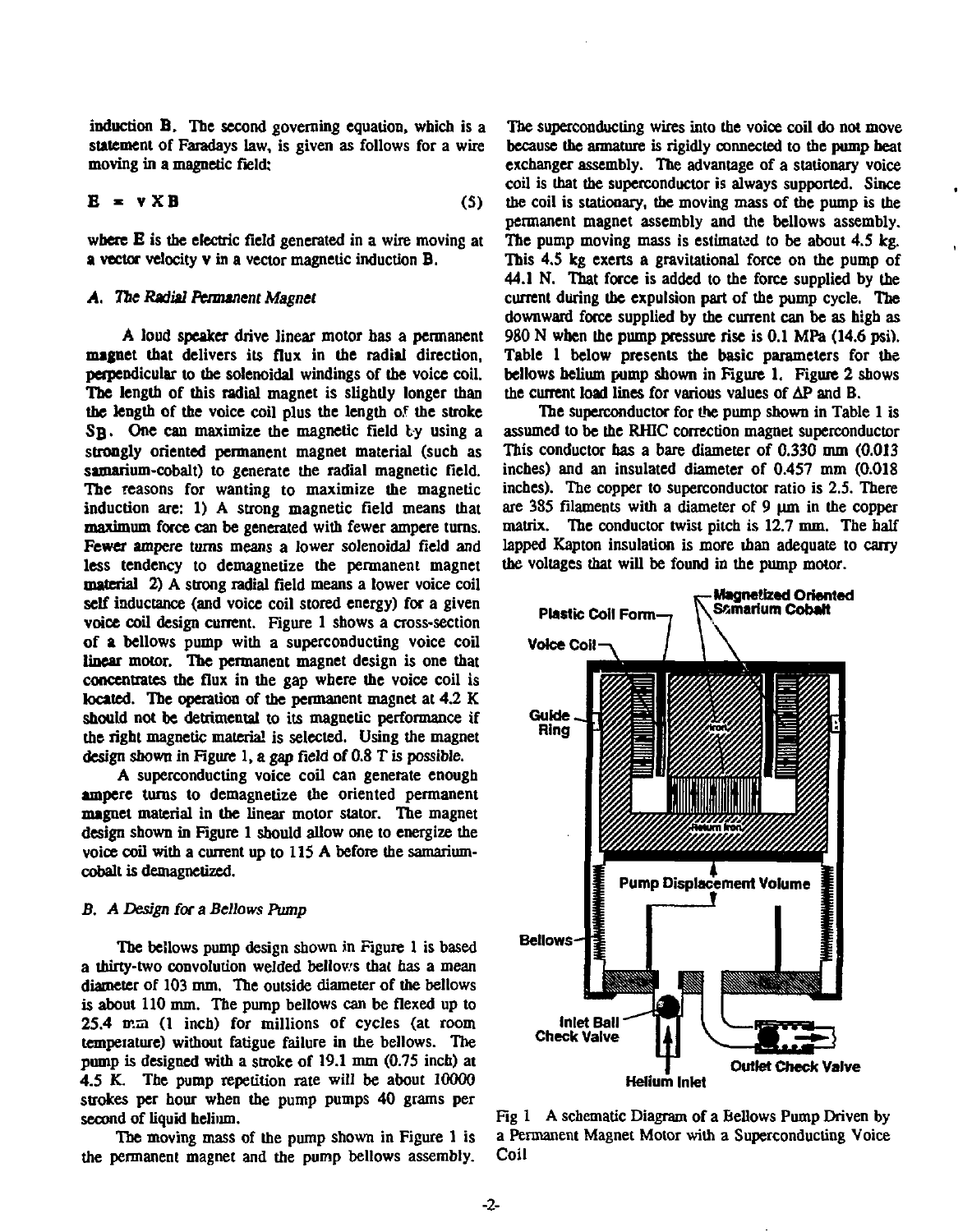induction **B**. The second governing equation, which is a statement of Faradays law, is given as follows for a wire moving in a magnetic field:

$$\mathbf{E} = \mathbf{v} \times \mathbf{B} \qquad (5)$$

where **E** is the electric field generated in a wire moving at a vector velocity **v** in a vector magnetic induction **B**.

### *A. The Radial Permanent Magnet*

A loud speaker drive linear motor has a permanent magnet that delivers its flux in the radial direction, perpendicular to the solenoidal windings of the voice coil. The length of this radial magnet is slightly longer than the length of the voice coil plus the length of the stroke $S_B$. One can maximize the magnetic field by using a strongly oriented permanent magnet material (such as samarium-cobalt) to generate the radial magnetic field. The reasons for wanting to maximize the magnetic induction are: 1) A strong magnetic field means that maximum force can be generated with fewer ampere turns. Fewer ampere turns means a lower solenoidal field and less tendency to demagnetize the permanent magnet material 2) A strong radial field means a lower voice coil self inductance (and voice coil stored energy) for a given voice coil design current. Figure 1 shows a cross-section of a bellows pump with a superconducting voice coil linear motor. The permanent magnet design is one that concentrates the flux in the gap where the voice coil is located. The operation of the permanent magnet at 4.2 K should not be detrimental to its magnetic performance if the right magnetic material is selected. Using the magnet design shown in Figure 1, a gap field of 0.8 T is possible.

A superconducting voice coil can generate enough ampere turns to demagnetize the oriented permanent magnet material in the linear motor stator. The magnet design shown in Figure 1 should allow one to energize the voice coil with a current up to 115 A before the samarium-cobalt is demagnetized.

### *B. A Design for a Bellows Pump*

The bellows pump design shown in Figure 1 is based a thirty-two convolution welded bellows that has a mean diameter of 103 mm. The outside diameter of the bellows is about 110 mm. The pump bellows can be flexed up to 25.4 mm (1 inch) for millions of cycles (at room temperature) without fatigue failure in the bellows. The pump is designed with a stroke of 19.1 mm (0.75 inch) at 4.5 K. The pump repetition rate will be about 10000 strokes per hour when the pump pumps 40 grams per second of liquid helium.

The moving mass of the pump shown in Figure 1 is the permanent magnet and the pump bellows assembly. The superconducting wires into the voice coil do not move because the armature is rigidly connected to the pump heat exchanger assembly. The advantage of a stationary voice coil is that the superconductor is always supported. Since the coil is stationary, the moving mass of the pump is the permanent magnet assembly and the bellows assembly. The pump moving mass is estimated to be about 4.5 kg. This 4.5 kg exerts a gravitational force on the pump of 44.1 N. That force is added to the force supplied by the current during the expulsion part of the pump cycle. The downward force supplied by the current can be as high as 980 N when the pump pressure rise is 0.1 MPa (14.6 psi). Table 1 below presents the basic parameters for the bellows helium pump shown in Figure 1. Figure 2 shows the current load lines for various values of $\Delta P$ and B.

The superconductor for the pump shown in Table 1 is assumed to be the RHIC correction magnet superconductor This conductor has a bare diameter of 0.330 mm (0.013 inches) and an insulated diameter of 0.457 mm (0.018 inches). The copper to superconductor ratio is 2.5. There are 385 filaments with a diameter of 9 μm in the copper matrix. The conductor twist pitch is 12.7 mm. The half lapped Kapton insulation is more than adequate to carry the voltages that will be found in the pump motor.

Fig 1 A schematic Diagram of a Bellows Pump Driven by a Permanent Magnet Motor with a Superconducting Voice Coil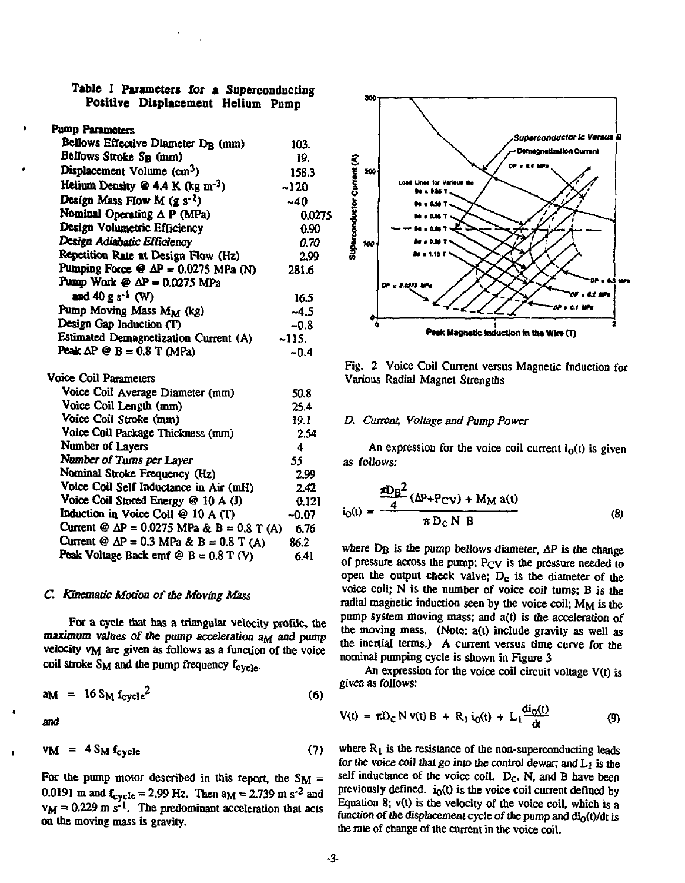**Table I Parameters for a Superconducting Positive Displacement Helium Pump**

| Parameter | Value |
|---|---|
| **Pump Parameters** | |
| Bellows Effective Diameter $D_B$ (mm) | 103. |
| Bellows Stroke $S_B$ (mm) | 19. |
| Displacement Volume ($cm^3$) | 158.3 |
| Helium Density @ 4.4 K (kg $m^{-3}$) | ~120 |
| Design Mass Flow M (g $s^{-1}$) | ~40 |
| Nominal Operating $\Delta$ P (MPa) | 0.0275 |
| Design Volumetric Efficiency | 0.90 |
| Design Adiabatic Efficiency | 0.70 |
| Repetition Rate at Design Flow (Hz) | 2.99 |
| Pumping Force @ $\Delta$P = 0.0275 MPa (N) | 281.6 |
| Pump Work @ $\Delta$P = 0.0275 MPa and 40 g $s^{-1}$ (W) | 16.5 |
| Pump Moving Mass $M_M$ (kg) | ~4.5 |
| Design Gap Induction (T) | ~0.8 |
| Estimated Demagnetization Current (A) | ~115. |
| Peak $\Delta$P @ B = 0.8 T (MPa) | ~0.4 |
| **Voice Coil Parameters** | |
| Voice Coil Average Diameter (mm) | 50.8 |
| Voice Coil Length (mm) | 25.4 |
| Voice Coil Stroke (mm) | 19.1 |
| Voice Coil Package Thickness (mm) | 2.54 |
| Number of Layers | 4 |
| Number of Turns per Layer | 55 |
| Nominal Stroke Frequency (Hz) | 2.99 |
| Voice Coil Self Inductance in Air (mH) | 2.42 |
| Voice Coil Stored Energy @ 10 A (J) | 0.121 |
| Induction in Voice Coil @ 10 A (T) | ~0.07 |
| Current @ $\Delta$P = 0.0275 MPa & B = 0.8 T (A) | 6.76 |
| Current @ $\Delta$P = 0.3 MPa & B = 0.8 T (A) | 86.2 |
| Peak Voltage Back emf @ B = 0.8 T (V) | 6.41 |

### C. Kinematic Motion of the Moving Mass

For a cycle that has a triangular velocity profile, the *maximum values of the pump acceleration $a_M$ and pump* velocity $v_M$ are given as follows as a function of the voice coil stroke $S_M$ and the pump frequency $f_{cycle}$.

$$a_M = 16\, S_M\, f_{cycle}^2 \qquad (6)$$

and

$$v_M = 4\, S_M\, f_{cycle} \qquad (7)$$

For the pump motor described in this report, the $S_M$ = 0.0191 m and $f_{cycle}$ = 2.99 Hz. Then $a_M$ = 2.739 m $s^{-2}$ and $v_M$ = 0.229 m $s^{-1}$. The predominant acceleration that acts on the moving mass is gravity.

Fig. 2 Voice Coil Current versus Magnetic Induction for Various Radial Magnet Strengths

### D. Current, Voltage and Pump Power

An expression for the voice coil current $i_0(t)$ is given as follows:

$$i_0(t) = \frac{\frac{\pi D_B^2}{4}(\Delta P + P_{CV}) + M_M\, a(t)}{\pi D_c\, N\, B} \qquad (8)$$

where $D_B$ is the pump bellows diameter, $\Delta$P is the change of pressure across the pump; $P_{CV}$ is the pressure needed to open the output check valve; $D_c$ is the diameter of the voice coil; N is the number of voice coil turns; B is the radial magnetic induction seen by the voice coil; $M_M$ is the pump system moving mass; and a(t) is the acceleration of the moving mass. (Note: a(t) include gravity as well as the inertial terms.) A current versus time curve for the nominal pumping cycle is shown in Figure 3

An expression for the voice coil circuit voltage V(t) is given as follows:

$$V(t) = \pi D_c\, N\, v(t)\, B + R_1\, i_0(t) + L_1 \frac{di_0(t)}{dt} \qquad (9)$$

where $R_1$ is the resistance of the non-superconducting leads for the voice coil that go into the control dewar; and $L_1$ is the self inductance of the voice coil. $D_c$, N, and B have been previously defined. $i_0(t)$ is the voice coil current defined by Equation 8; v(t) is the velocity of the voice coil, which is a function of the displacement cycle of the pump and $di_0(t)/dt$ is the rate of change of the current in the voice coil.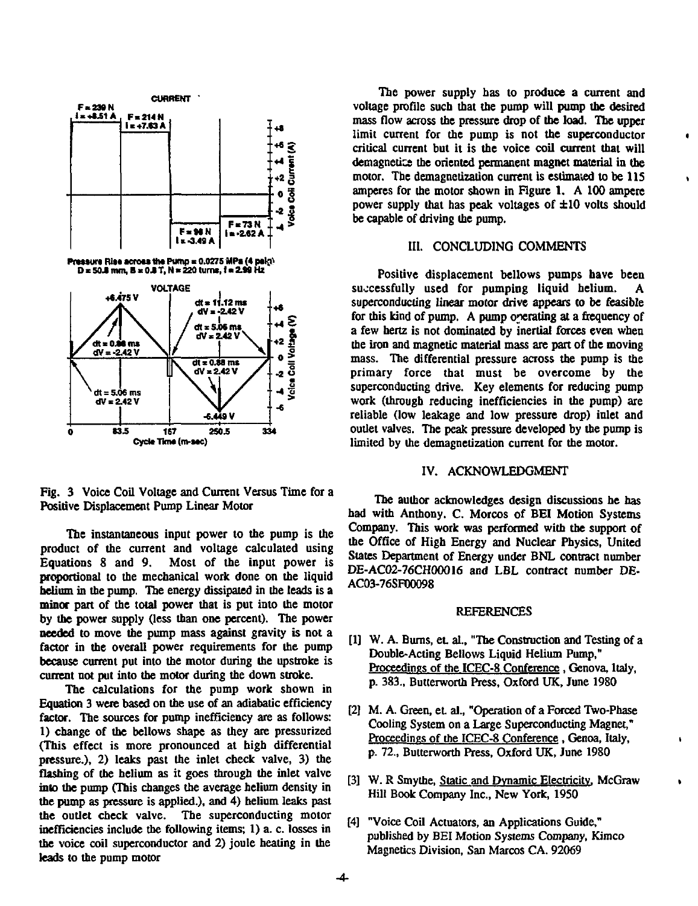CURRENT

F = 239 N
I = +8.51 A

F = 214 N
I = +7.63 A

F = 98 N
I = -3.49 A

F = 73 N
I = -2.62 A

+8
+6
+4
+2
0
-2
-4

Voice Coil Current (A)

Pressure Rise across the Pump = 0.0275 MPa (4 psig)
D = 50.8 mm, B = 0.8 T, N = 220 turns, f = 2.99 Hz

VOLTAGE

+6.475 V

dt = 11.12 ms
dV = -2.42 V

dt = 5.06 ms
dV = 2.42 V

dt = 0.88 ms
dV = -2.42 V

dt = 0.88 ms
dV = 2.42 V

dt = 5.06 ms
dV = 2.42 V

-6.449 V

+6
+4
+2
0
-2
-4
-6

Voice Coil Voltage (V)

0
83.5
167
250.5
334

Cycle Time (m-sec)

Fig. 3 Voice Coil Voltage and Current Versus Time for a Positive Displacement Pump Linear Motor

The instantaneous input power to the pump is the product of the current and voltage calculated using Equations 8 and 9. Most of the input power is proportional to the mechanical work done on the liquid helium in the pump. The energy dissipated in the leads is a minor part of the total power that is put into the motor by the power supply (less than one percent). The power needed to move the pump mass against gravity is not a factor in the overall power requirements for the pump because current put into the motor during the upstroke is current not put into the motor during the down stroke.

The calculations for the pump work shown in Equation 3 were based on the use of an adiabatic efficiency factor. The sources for pump inefficiency are as follows: 1) change of the bellows shape as they are pressurized (This effect is more pronounced at high differential pressure.), 2) leaks past the inlet check valve, 3) the flashing of the helium as it goes through the inlet valve into the pump (This changes the average helium density in the pump as pressure is applied.), and 4) helium leaks past the outlet check valve. The superconducting motor inefficiencies include the following items; 1) a. c. losses in the voice coil superconductor and 2) joule heating in the leads to the pump motor

The power supply has to produce a current and voltage profile such that the pump will pump the desired mass flow across the pressure drop of the load. The upper limit current for the pump is not the superconductor critical current but it is the voice coil current that will demagnetize the oriented permanent magnet material in the motor. The demagnetization current is estimated to be 115 amperes for the motor shown in Figure 1. A 100 ampere power supply that has peak voltages of ±10 volts should be capable of driving the pump.

## III. CONCLUDING COMMENTS

Positive displacement bellows pumps have been successfully used for pumping liquid helium. A superconducting linear motor drive appears to be feasible for this kind of pump. A pump operating at a frequency of a few hertz is not dominated by inertial forces even when the iron and magnetic material mass are part of the moving mass. The differential pressure across the pump is the primary force that must be overcome by the superconducting drive. Key elements for reducing pump work (through reducing inefficiencies in the pump) are reliable (low leakage and low pressure drop) inlet and outlet valves. The peak pressure developed by the pump is limited by the demagnetization current for the motor.

## IV. ACKNOWLEDGMENT

The author acknowledges design discussions he has had with Anthony. C. Morcos of BEI Motion Systems Company. This work was performed with the support of the Office of High Energy and Nuclear Physics, United States Department of Energy under BNL contract number DE-AC02-76CH00016 and LBL contract number DE-AC03-76SF00098

## REFERENCES

[1] W. A. Burns, et. al., "The Construction and Testing of a Double-Acting Bellows Liquid Helium Pump," Proceedings of the ICEC-8 Conference, Genova, Italy, p. 383., Butterworth Press, Oxford UK, June 1980

[2] M. A. Green, et. al., "Operation of a Forced Two-Phase Cooling System on a Large Superconducting Magnet," Proceedings of the ICEC-8 Conference, Genoa, Italy, p. 72., Butterworth Press, Oxford UK, June 1980

[3] W. R Smythe, Static and Dynamic Electricity, McGraw Hill Book Company Inc., New York, 1950

[4] "Voice Coil Actuators, an Applications Guide," published by BEI Motion Systems Company, Kimco Magnetics Division, San Marcos CA. 92069